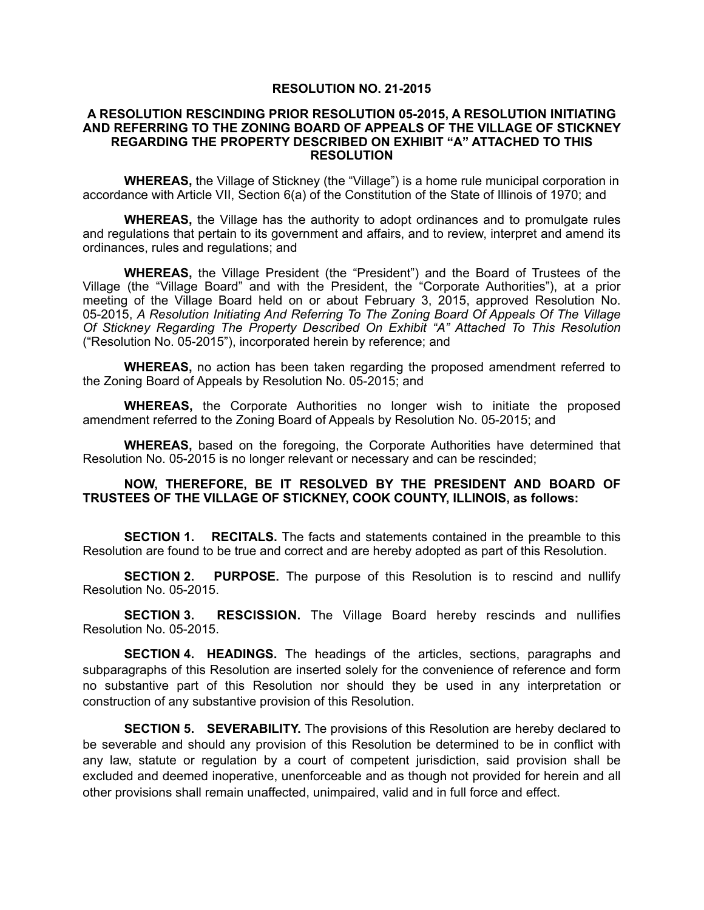# RESOLUTION NO. 21-2015

## A RESOLUTION RESCINDING PRIOR RESOLUTION 05-2015, A RESOLUTION INITIATING AND REFERRING TO THE ZONING BOARD OF APPEALS OF THE VILLAGE OF STICKNEY REGARDING THE PROPERTY DESCRIBED ON EXHIBIT "A" ATTACHED TO THIS RESOLUTION

**WHEREAS,** the Village of Stickney (the "Village") is a home rule municipal corporation in accordance with Article VII, Section 6(a) of the Constitution of the State of Illinois of 1970; and

**WHEREAS,** the Village has the authority to adopt ordinances and to promulgate rules and regulations that pertain to its government and affairs, and to review, interpret and amend its ordinances, rules and regulations; and

**WHEREAS,** the Village President (the "President") and the Board of Trustees of the Village (the "Village Board" and with the President, the "Corporate Authorities"), at a prior meeting of the Village Board held on or about February 3, 2015, approved Resolution No. 05-2015, *A Resolution Initiating And Referring To The Zoning Board Of Appeals Of The Village Of Stickney Regarding The Property Described On Exhibit "A" Attached To This Resolution* ("Resolution No. 05-2015"), incorporated herein by reference; and

**WHEREAS,** no action has been taken regarding the proposed amendment referred to the Zoning Board of Appeals by Resolution No. 05-2015; and

**WHEREAS,** the Corporate Authorities no longer wish to initiate the proposed amendment referred to the Zoning Board of Appeals by Resolution No. 05-2015; and

**WHEREAS,** based on the foregoing, the Corporate Authorities have determined that Resolution No. 05-2015 is no longer relevant or necessary and can be rescinded;

**NOW, THEREFORE, BE IT RESOLVED BY THE PRESIDENT AND BOARD OF TRUSTEES OF THE VILLAGE OF STICKNEY, COOK COUNTY, ILLINOIS, as follows:**

**SECTION 1. RECITALS.** The facts and statements contained in the preamble to this Resolution are found to be true and correct and are hereby adopted as part of this Resolution.

**SECTION 2. PURPOSE.** The purpose of this Resolution is to rescind and nullify Resolution No. 05-2015.

**SECTION 3. RESCISSION.** The Village Board hereby rescinds and nullifies Resolution No. 05-2015.

**SECTION 4. HEADINGS.** The headings of the articles, sections, paragraphs and subparagraphs of this Resolution are inserted solely for the convenience of reference and form no substantive part of this Resolution nor should they be used in any interpretation or construction of any substantive provision of this Resolution.

**SECTION 5. SEVERABILITY.** The provisions of this Resolution are hereby declared to be severable and should any provision of this Resolution be determined to be in conflict with any law, statute or regulation by a court of competent jurisdiction, said provision shall be excluded and deemed inoperative, unenforceable and as though not provided for herein and all other provisions shall remain unaffected, unimpaired, valid and in full force and effect.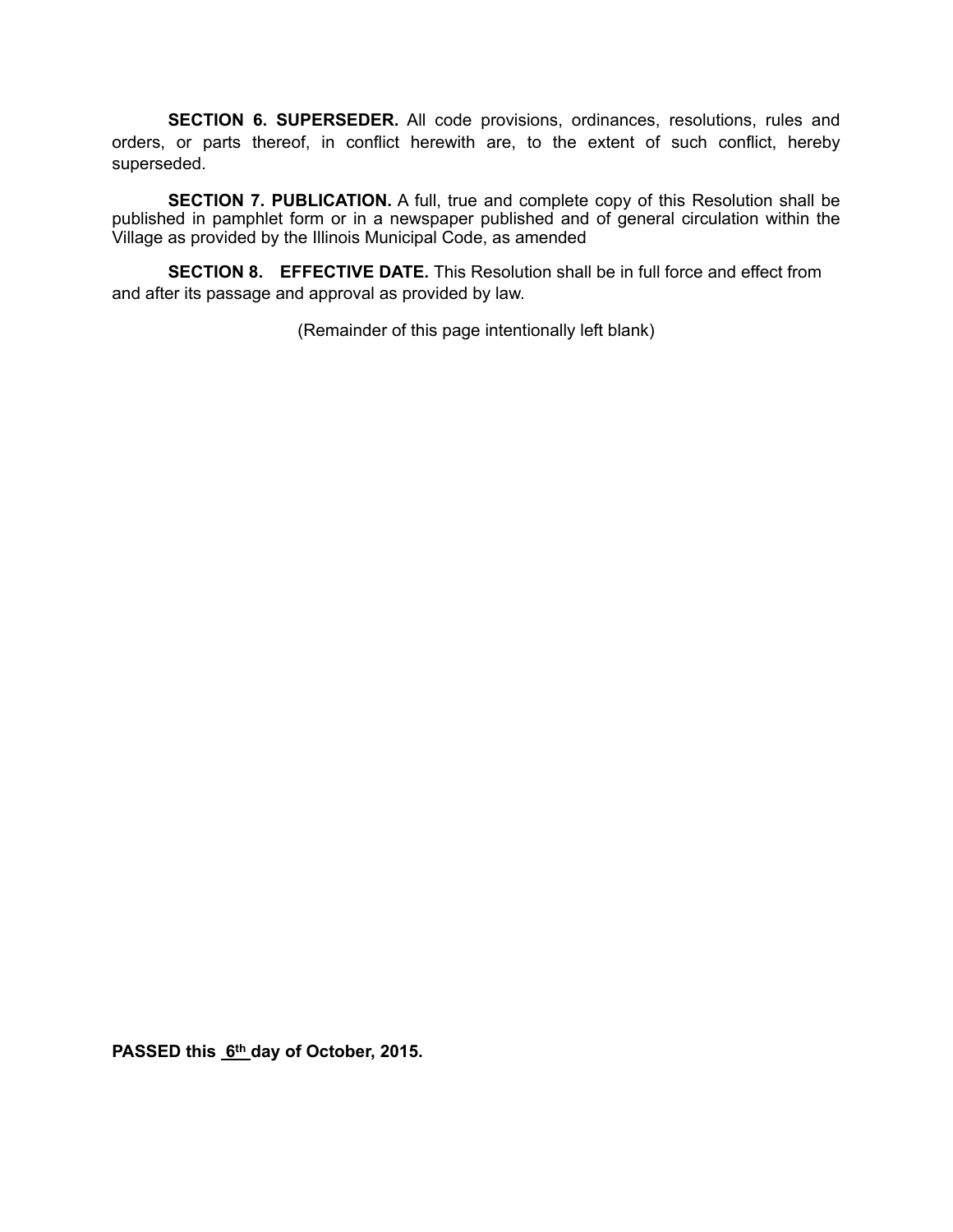**SECTION 6. SUPERSEDER.** All code provisions, ordinances, resolutions, rules and orders, or parts thereof, in conflict herewith are, to the extent of such conflict, hereby superseded.

**SECTION 7. PUBLICATION.** A full, true and complete copy of this Resolution shall be published in pamphlet form or in a newspaper published and of general circulation within the Village as provided by the Illinois Municipal Code, as amended

**SECTION 8. EFFECTIVE DATE.** This Resolution shall be in full force and effect from and after its passage and approval as provided by law.

(Remainder of this page intentionally left blank)

**PASSED this 6th day of October, 2015.**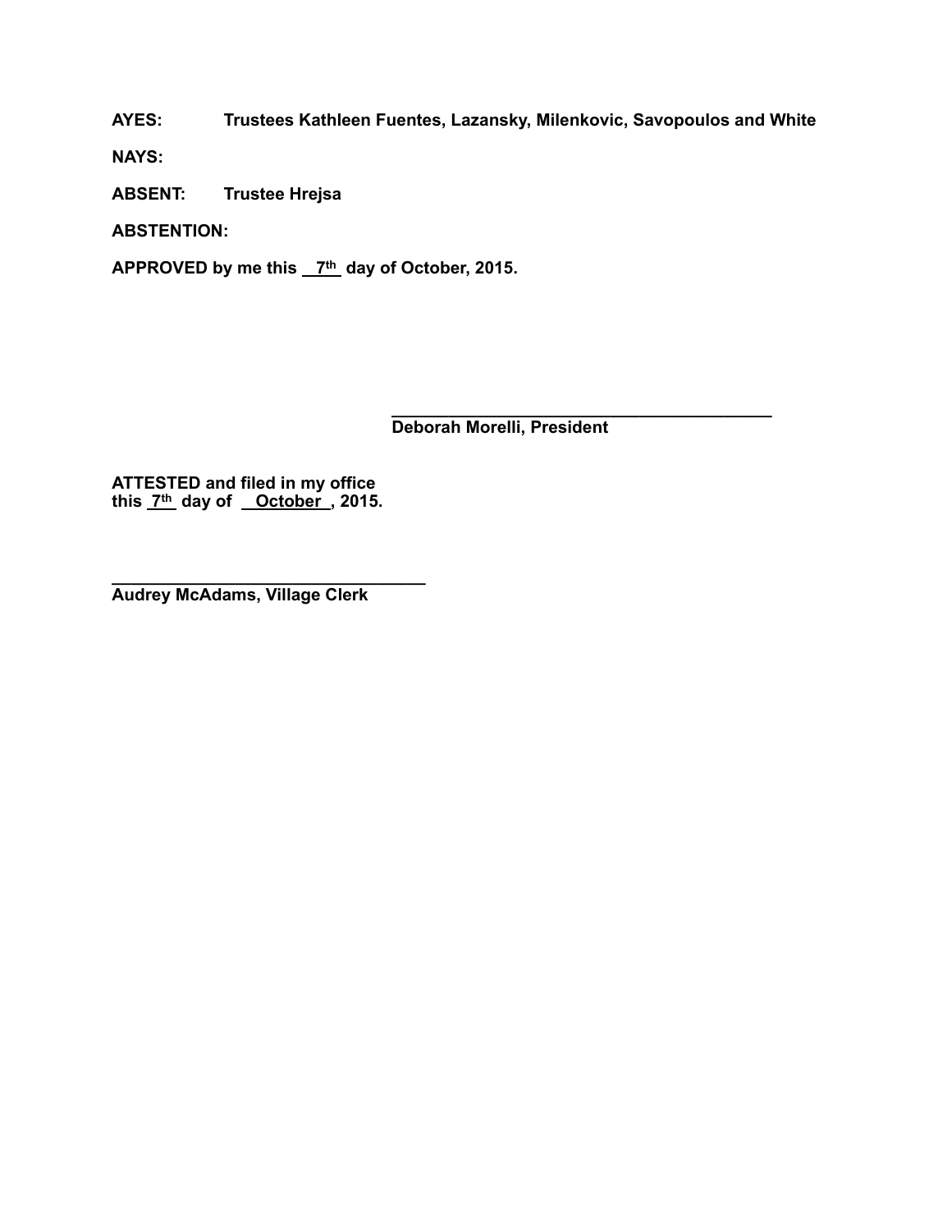**AYES:** Trustees Kathleen Fuentes, Lazansky, Milenkovic, Savopoulos and White

**NAYS:**

**ABSENT:** Trustee Hrejsa

**ABSTENTION:**

**APPROVED by me this 7th day of October, 2015.**

**\_\_\_\_\_\_\_\_\_\_\_\_\_\_\_\_\_\_\_\_\_\_\_\_\_\_\_\_\_\_\_\_\_\_\_\_\_\_\_\_**
**Deborah Morelli, President**

**ATTESTED and filed in my office**
**this 7th day of October, 2015.**

**\_\_\_\_\_\_\_\_\_\_\_\_\_\_\_\_\_\_\_\_\_\_\_\_\_\_\_\_\_\_\_\_\_\_**
**Audrey McAdams, Village Clerk**